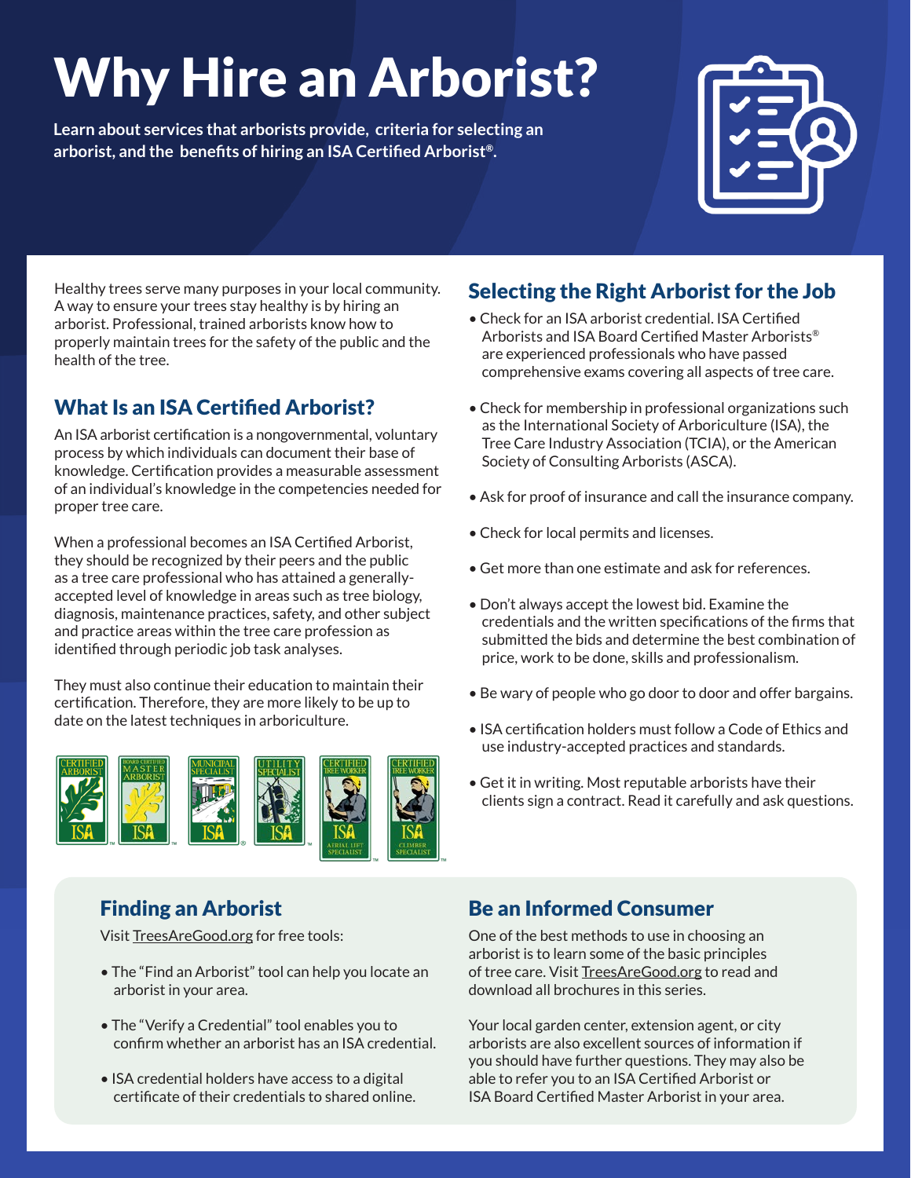# Why Hire an Arborist?

**Learn about services that arborists provide, criteria for selecting an arborist, and the benefits of hiring an ISA Certified Arborist®.**

Healthy trees serve many purposes in your local community. A way to ensure your trees stay healthy is by hiring an arborist. Professional, trained arborists know how to properly maintain trees for the safety of the public and the health of the tree.

## What Is an ISA Certified Arborist?

An ISA arborist certification is a nongovernmental, voluntary process by which individuals can document their base of knowledge. Certification provides a measurable assessment of an individual's knowledge in the competencies needed for proper tree care.

When a professional becomes an ISA Certified Arborist, they should be recognized by their peers and the public as a tree care professional who has attained a generally-accepted level of knowledge in areas such as tree biology, diagnosis, maintenance practices, safety, and other subject and practice areas within the tree care profession as identified through periodic job task analyses.

They must also continue their education to maintain their certification. Therefore, they are more likely to be up to date on the latest techniques in arboriculture.

## Selecting the Right Arborist for the Job

- Check for an ISA arborist credential. ISA Certified Arborists and ISA Board Certified Master Arborists® are experienced professionals who have passed comprehensive exams covering all aspects of tree care.
- Check for membership in professional organizations such as the International Society of Arboriculture (ISA), the Tree Care Industry Association (TCIA), or the American Society of Consulting Arborists (ASCA).
- Ask for proof of insurance and call the insurance company.
- Check for local permits and licenses.
- Get more than one estimate and ask for references.
- Don't always accept the lowest bid. Examine the credentials and the written specifications of the firms that submitted the bids and determine the best combination of price, work to be done, skills and professionalism.
- Be wary of people who go door to door and offer bargains.
- ISA certification holders must follow a Code of Ethics and use industry-accepted practices and standards.
- Get it in writing. Most reputable arborists have their clients sign a contract. Read it carefully and ask questions.

## Finding an Arborist

Visit TreesAreGood.org for free tools:

- The "Find an Arborist" tool can help you locate an arborist in your area.
- The "Verify a Credential" tool enables you to confirm whether an arborist has an ISA credential.
- ISA credential holders have access to a digital certificate of their credentials to shared online.

## Be an Informed Consumer

One of the best methods to use in choosing an arborist is to learn some of the basic principles of tree care. Visit TreesAreGood.org to read and download all brochures in this series.

Your local garden center, extension agent, or city arborists are also excellent sources of information if you should have further questions. They may also be able to refer you to an ISA Certified Arborist or ISA Board Certified Master Arborist in your area.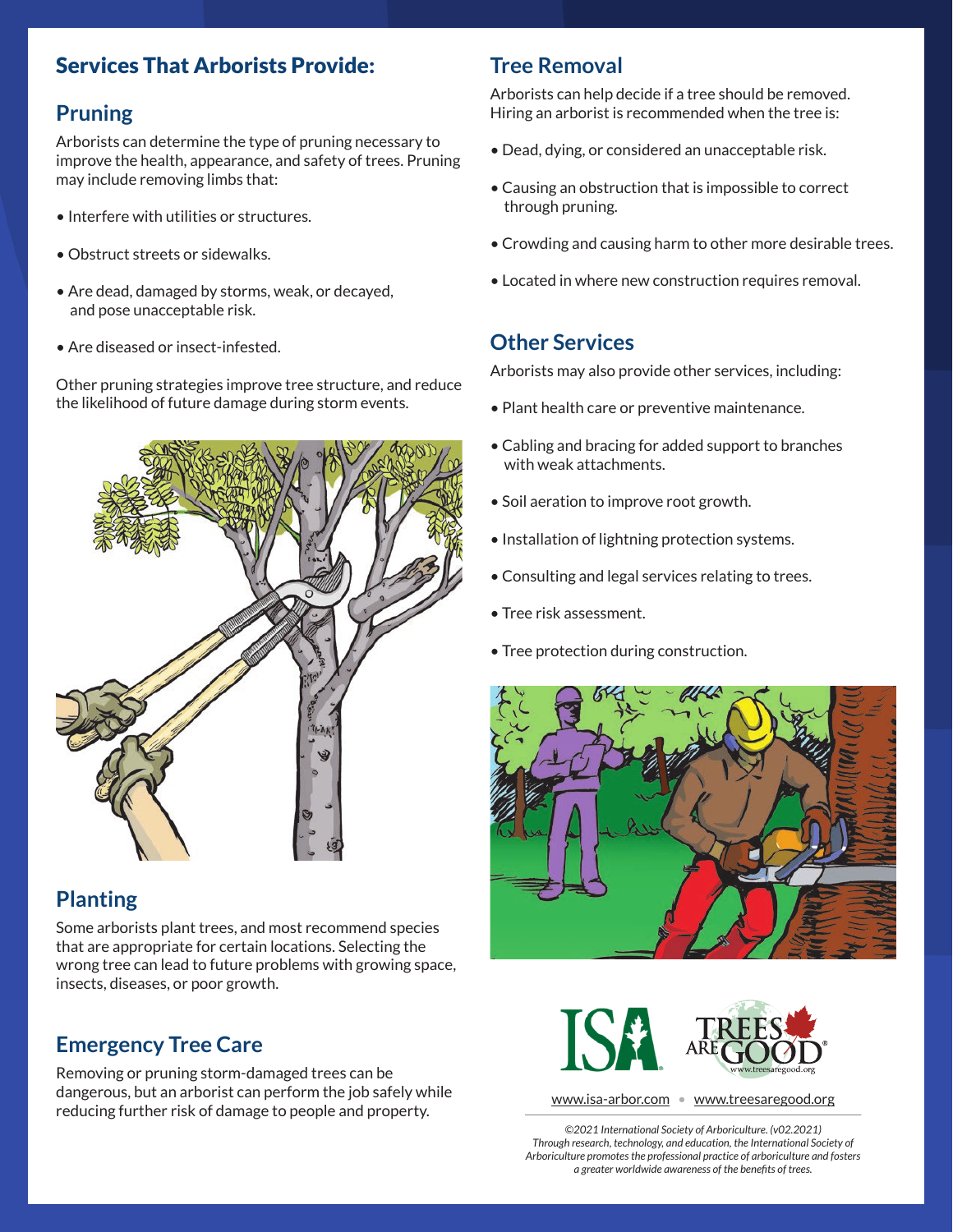## Services That Arborists Provide:

### Pruning

Arborists can determine the type of pruning necessary to improve the health, appearance, and safety of trees. Pruning may include removing limbs that:

- Interfere with utilities or structures.
- Obstruct streets or sidewalks.
- Are dead, damaged by storms, weak, or decayed, and pose unacceptable risk.
- Are diseased or insect-infested.

Other pruning strategies improve tree structure, and reduce the likelihood of future damage during storm events.

### Planting

Some arborists plant trees, and most recommend species that are appropriate for certain locations. Selecting the wrong tree can lead to future problems with growing space, insects, diseases, or poor growth.

### Emergency Tree Care

Removing or pruning storm-damaged trees can be dangerous, but an arborist can perform the job safely while reducing further risk of damage to people and property.

### Tree Removal

Arborists can help decide if a tree should be removed. Hiring an arborist is recommended when the tree is:

- Dead, dying, or considered an unacceptable risk.
- Causing an obstruction that is impossible to correct through pruning.
- Crowding and causing harm to other more desirable trees.
- Located in where new construction requires removal.

### Other Services

Arborists may also provide other services, including:

- Plant health care or preventive maintenance.
- Cabling and bracing for added support to branches with weak attachments.
- Soil aeration to improve root growth.
- Installation of lightning protection systems.
- Consulting and legal services relating to trees.
- Tree risk assessment.
- Tree protection during construction.

www.isa-arbor.com • www.treesaregood.org

*©2021 International Society of Arboriculture. (v02.2021)*
*Through research, technology, and education, the International Society of Arboriculture promotes the professional practice of arboriculture and fosters a greater worldwide awareness of the benefits of trees.*